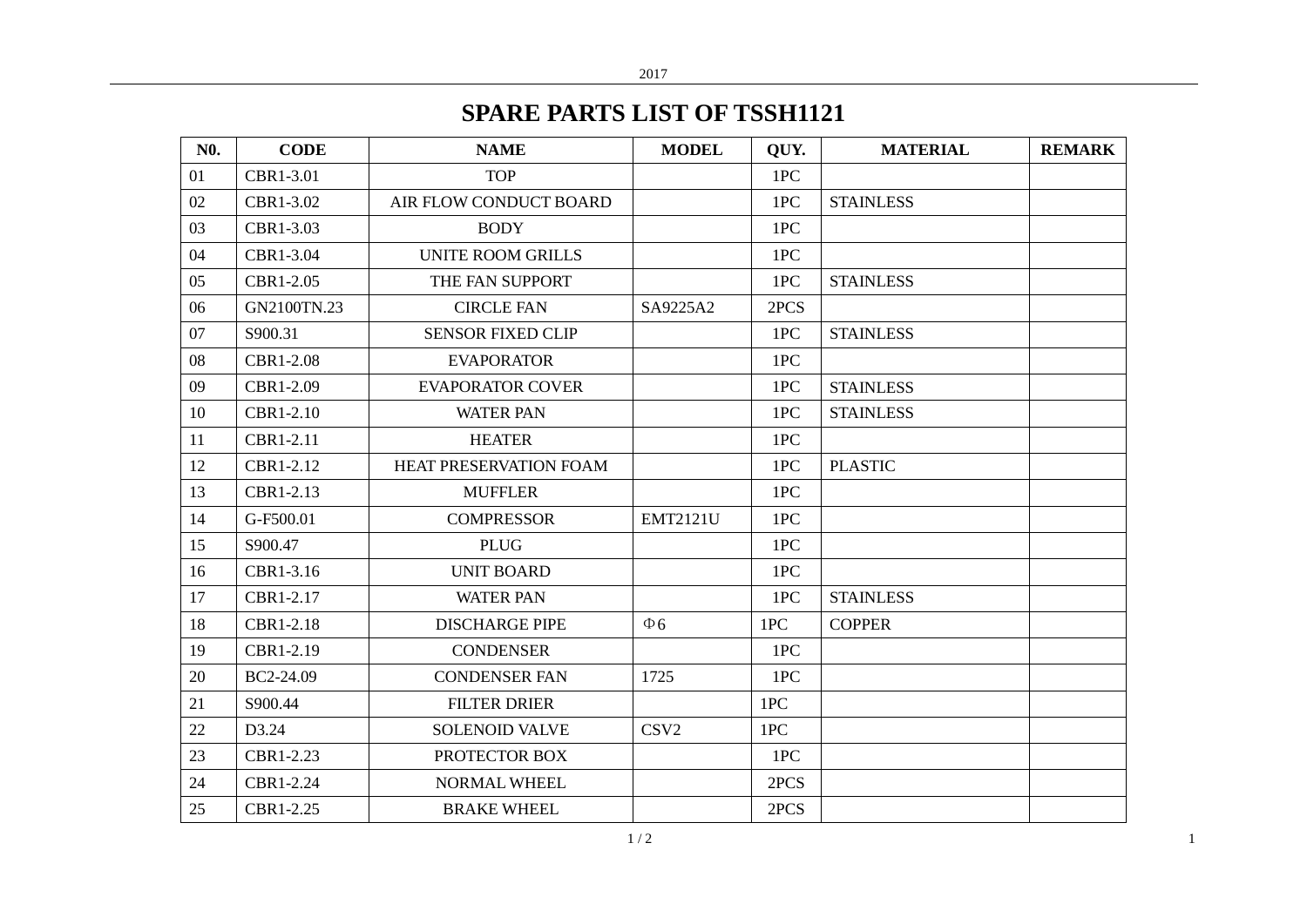# SPARE PARTS LIST OF TSSH1121

| N0. | CODE | NAME | MODEL | QUY. | MATERIAL | REMARK |
|---|---|---|---|---|---|---|
| 01 | CBR1-3.01 | TOP | | 1PC | | |
| 02 | CBR1-3.02 | AIR FLOW CONDUCT BOARD | | 1PC | STAINLESS | |
| 03 | CBR1-3.03 | BODY | | 1PC | | |
| 04 | CBR1-3.04 | UNITE ROOM GRILLS | | 1PC | | |
| 05 | CBR1-2.05 | THE FAN SUPPORT | | 1PC | STAINLESS | |
| 06 | GN2100TN.23 | CIRCLE FAN | SA9225A2 | 2PCS | | |
| 07 | S900.31 | SENSOR FIXED CLIP | | 1PC | STAINLESS | |
| 08 | CBR1-2.08 | EVAPORATOR | | 1PC | | |
| 09 | CBR1-2.09 | EVAPORATOR COVER | | 1PC | STAINLESS | |
| 10 | CBR1-2.10 | WATER PAN | | 1PC | STAINLESS | |
| 11 | CBR1-2.11 | HEATER | | 1PC | | |
| 12 | CBR1-2.12 | HEAT PRESERVATION FOAM | | 1PC | PLASTIC | |
| 13 | CBR1-2.13 | MUFFLER | | 1PC | | |
| 14 | G-F500.01 | COMPRESSOR | EMT2121U | 1PC | | |
| 15 | S900.47 | PLUG | | 1PC | | |
| 16 | CBR1-3.16 | UNIT BOARD | | 1PC | | |
| 17 | CBR1-2.17 | WATER PAN | | 1PC | STAINLESS | |
| 18 | CBR1-2.18 | DISCHARGE PIPE | Φ6 | 1PC | COPPER | |
| 19 | CBR1-2.19 | CONDENSER | | 1PC | | |
| 20 | BC2-24.09 | CONDENSER FAN | 1725 | 1PC | | |
| 21 | S900.44 | FILTER DRIER | | 1PC | | |
| 22 | D3.24 | SOLENOID VALVE | CSV2 | 1PC | | |
| 23 | CBR1-2.23 | PROTECTOR BOX | | 1PC | | |
| 24 | CBR1-2.24 | NORMAL WHEEL | | 2PCS | | |
| 25 | CBR1-2.25 | BRAKE WHEEL | | 2PCS | | |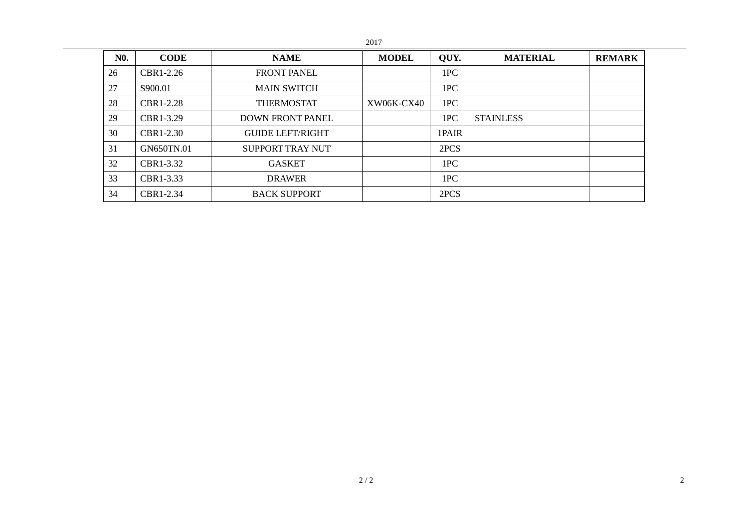| N0. | CODE | NAME | MODEL | QUY. | MATERIAL | REMARK |
|---|---|---|---|---|---|---|
| 26 | CBR1-2.26 | FRONT PANEL | | 1PC | | |
| 27 | S900.01 | MAIN SWITCH | | 1PC | | |
| 28 | CBR1-2.28 | THERMOSTAT | XW06K-CX40 | 1PC | | |
| 29 | CBR1-3.29 | DOWN FRONT PANEL | | 1PC | STAINLESS | |
| 30 | CBR1-2.30 | GUIDE LEFT/RIGHT | | 1PAIR | | |
| 31 | GN650TN.01 | SUPPORT TRAY NUT | | 2PCS | | |
| 32 | CBR1-3.32 | GASKET | | 1PC | | |
| 33 | CBR1-3.33 | DRAWER | | 1PC | | |
| 34 | CBR1-2.34 | BACK SUPPORT | | 2PCS | | |